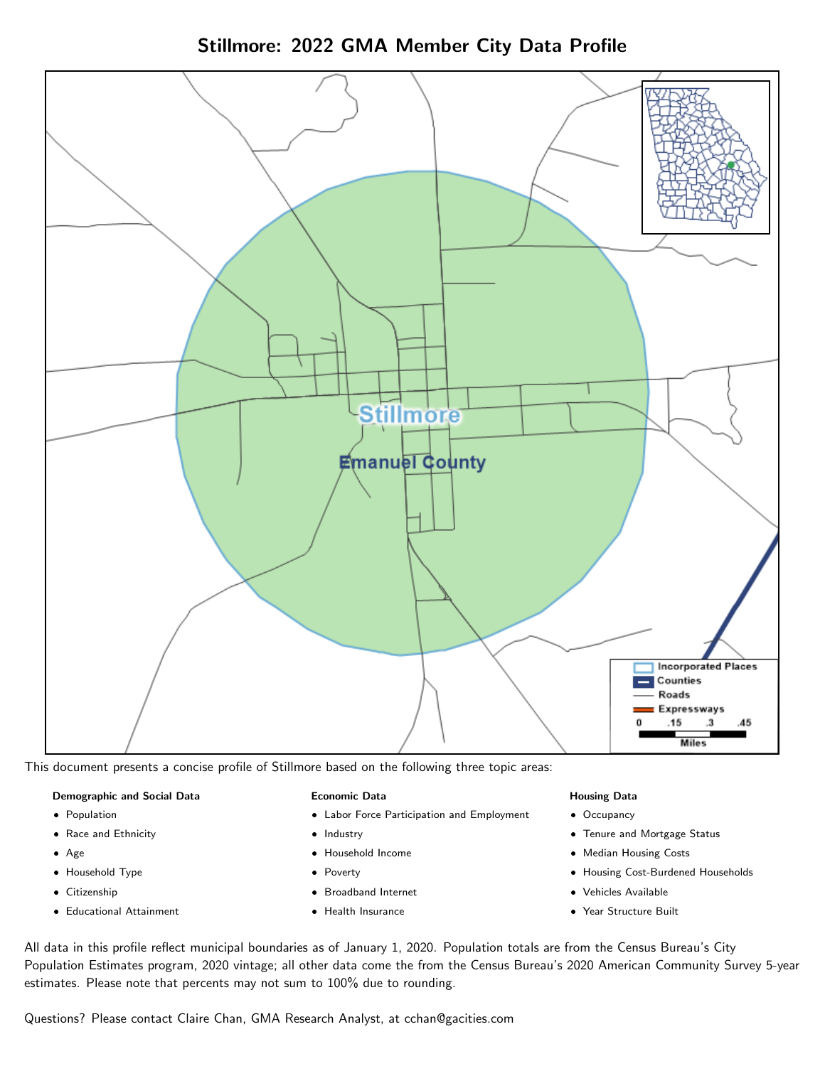# Stillmore: 2022 GMA Member City Data Profile

This document presents a concise profile of Stillmore based on the following three topic areas:

**Demographic and Social Data**

- Population
- Race and Ethnicity
- Age
- Household Type
- Citizenship
- Educational Attainment

**Economic Data**

- Labor Force Participation and Employment
- Industry
- Household Income
- Poverty
- Broadband Internet
- Health Insurance

**Housing Data**

- Occupancy
- Tenure and Mortgage Status
- Median Housing Costs
- Housing Cost-Burdened Households
- Vehicles Available
- Year Structure Built

All data in this profile reflect municipal boundaries as of January 1, 2020. Population totals are from the Census Bureau's City Population Estimates program, 2020 vintage; all other data come the from the Census Bureau's 2020 American Community Survey 5-year estimates. Please note that percents may not sum to 100% due to rounding.

Questions? Please contact Claire Chan, GMA Research Analyst, at cchan@gacities.com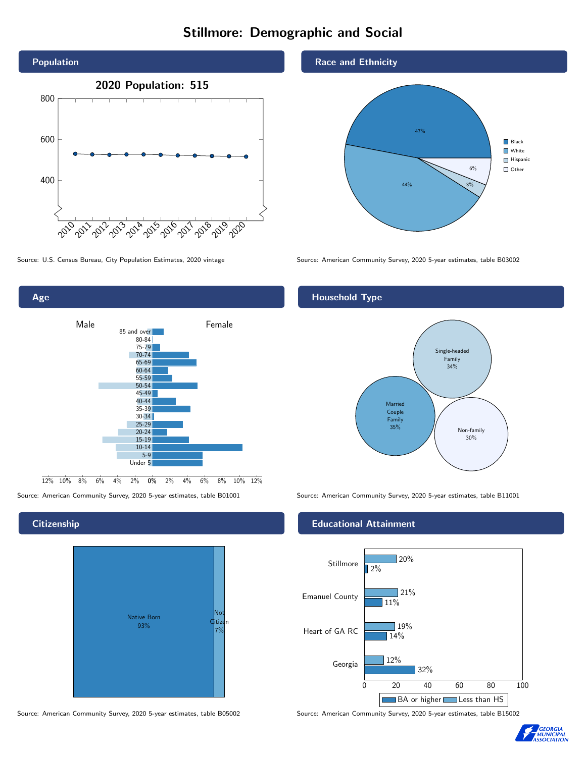# Stillmore: Demographic and Social

## Population

**2020 Population: 515**

Source: U.S. Census Bureau, City Population Estimates, 2020 vintage

## Race and Ethnicity

| Race/Ethnicity | Percent |
|---|---|
| Black | 47% |
| White | 44% |
| Hispanic | 3% |
| Other | 6% |

Source: American Community Survey, 2020 5-year estimates, table B03002

## Age

Source: American Community Survey, 2020 5-year estimates, table B01001

## Household Type

| Household Type | Percent |
|---|---|
| Single-headed Family | 34% |
| Married Couple Family | 35% |
| Non-family | 30% |

Source: American Community Survey, 2020 5-year estimates, table B11001

## Citizenship

| Citizenship | Percent |
|---|---|
| Native Born | 93% |
| Not Citizen | 7% |

Source: American Community Survey, 2020 5-year estimates, table B05002

## Educational Attainment

| | Less than HS | BA or higher |
|---|---|---|
| Stillmore | 20% | 2% |
| Emanuel County | 21% | 11% |
| Heart of GA RC | 19% | 14% |
| Georgia | 12% | 32% |

Source: American Community Survey, 2020 5-year estimates, table B15002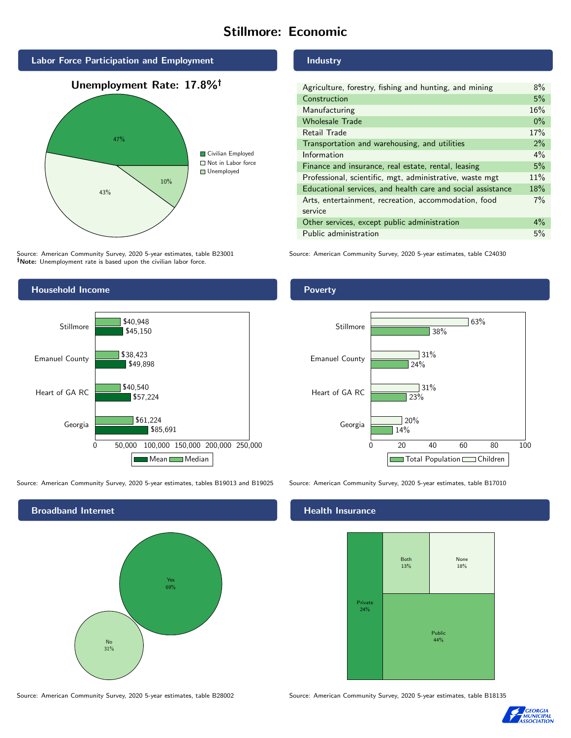# Stillmore: Economic

## Labor Force Participation and Employment

**Unemployment Rate: 17.8%†**

| Category | Percent |
|---|---|
| Civilian Employed | 47% |
| Not in Labor force | 43% |
| Unemployed | 10% |

Source: American Community Survey, 2020 5-year estimates, table B23001
**†Note:** Unemployment rate is based upon the civilian labor force.

## Industry

| Industry | Percent |
|---|---|
| Agriculture, forestry, fishing and hunting, and mining | 8% |
| Construction | 5% |
| Manufacturing | 16% |
| Wholesale Trade | 0% |
| Retail Trade | 17% |
| Transportation and warehousing, and utilities | 2% |
| Information | 4% |
| Finance and insurance, real estate, rental, leasing | 5% |
| Professional, scientific, mgt, administrative, waste mgt | 11% |
| Educational services, and health care and social assistance | 18% |
| Arts, entertainment, recreation, accommodation, food service | 7% |
| Other services, except public administration | 4% |
| Public administration | 5% |

Source: American Community Survey, 2020 5-year estimates, table C24030

## Household Income

| | Median | Mean |
|---|---|---|
| Stillmore | $40,948 | $45,150 |
| Emanuel County | $38,423 | $49,898 |
| Heart of GA RC | $40,540 | $57,224 |
| Georgia | $61,224 | $85,691 |

Source: American Community Survey, 2020 5-year estimates, tables B19013 and B19025

## Poverty

| | Children | Total Population |
|---|---|---|
| Stillmore | 63% | 38% |
| Emanuel County | 31% | 24% |
| Heart of GA RC | 31% | 23% |
| Georgia | 20% | 14% |

Source: American Community Survey, 2020 5-year estimates, table B17010

## Broadband Internet

| | Percent |
|---|---|
| Yes | 69% |
| No | 31% |

Source: American Community Survey, 2020 5-year estimates, table B28002

## Health Insurance

| | Percent |
|---|---|
| Private | 24% |
| Both | 13% |
| None | 18% |
| Public | 44% |

Source: American Community Survey, 2020 5-year estimates, table B18135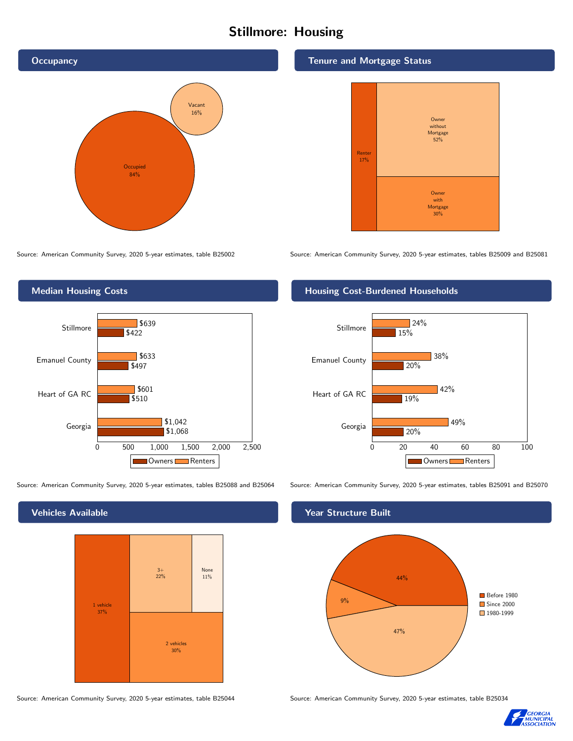# Stillmore: Housing

## Occupancy

Vacant
16%

Occupied
84%

Source: American Community Survey, 2020 5-year estimates, table B25002

## Tenure and Mortgage Status

Renter
17%

Owner
without
Mortgage
52%

Owner
with
Mortgage
30%

Source: American Community Survey, 2020 5-year estimates, tables B25009 and B25081

## Median Housing Costs

Stillmore
$639
$422

Emanuel County
$633
$497

Heart of GA RC
$601
$510

Georgia
$1,042
$1,068

0
500
1,000
1,500
2,000
2,500

Owners Renters

Source: American Community Survey, 2020 5-year estimates, tables B25088 and B25064

## Housing Cost-Burdened Households

Stillmore
24%
15%

Emanuel County
38%
20%

Heart of GA RC
42%
19%

Georgia
49%
20%

0
20
40
60
80
100

Owners Renters

Source: American Community Survey, 2020 5-year estimates, tables B25091 and B25070

## Vehicles Available

1 vehicle
37%

3+
22%

None
11%

2 vehicles
30%

Source: American Community Survey, 2020 5-year estimates, table B25044

## Year Structure Built

44%

9%

47%

Before 1980
Since 2000
1980-1999

Source: American Community Survey, 2020 5-year estimates, table B25034